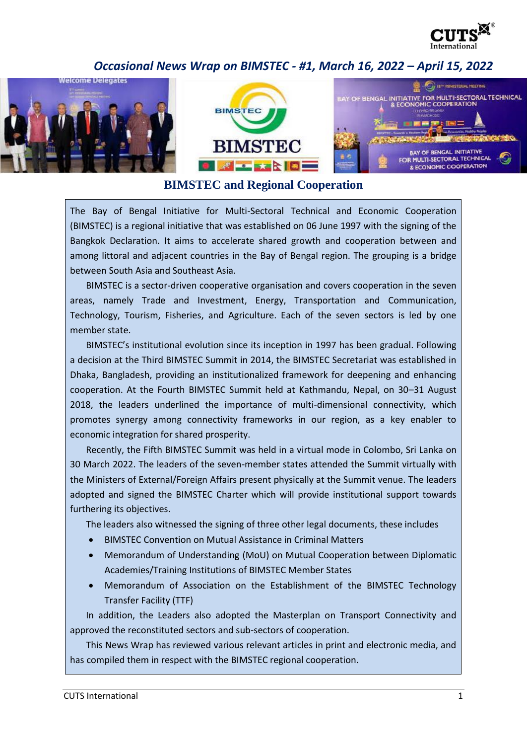*Occasional News Wrap on BIMSTEC - #1, March 16, 2022 – April 15, 2022*

## BIMSTEC and Regional Cooperation

The Bay of Bengal Initiative for Multi-Sectoral Technical and Economic Cooperation (BIMSTEC) is a regional initiative that was established on 06 June 1997 with the signing of the Bangkok Declaration. It aims to accelerate shared growth and cooperation between and among littoral and adjacent countries in the Bay of Bengal region. The grouping is a bridge between South Asia and Southeast Asia.

BIMSTEC is a sector-driven cooperative organisation and covers cooperation in the seven areas, namely Trade and Investment, Energy, Transportation and Communication, Technology, Tourism, Fisheries, and Agriculture. Each of the seven sectors is led by one member state.

BIMSTEC's institutional evolution since its inception in 1997 has been gradual. Following a decision at the Third BIMSTEC Summit in 2014, the BIMSTEC Secretariat was established in Dhaka, Bangladesh, providing an institutionalized framework for deepening and enhancing cooperation. At the Fourth BIMSTEC Summit held at Kathmandu, Nepal, on 30–31 August 2018, the leaders underlined the importance of multi-dimensional connectivity, which promotes synergy among connectivity frameworks in our region, as a key enabler to economic integration for shared prosperity.

Recently, the Fifth BIMSTEC Summit was held in a virtual mode in Colombo, Sri Lanka on 30 March 2022. The leaders of the seven-member states attended the Summit virtually with the Ministers of External/Foreign Affairs present physically at the Summit venue. The leaders adopted and signed the BIMSTEC Charter which will provide institutional support towards furthering its objectives.

The leaders also witnessed the signing of three other legal documents, these includes

- BIMSTEC Convention on Mutual Assistance in Criminal Matters
- Memorandum of Understanding (MoU) on Mutual Cooperation between Diplomatic Academies/Training Institutions of BIMSTEC Member States
- Memorandum of Association on the Establishment of the BIMSTEC Technology Transfer Facility (TTF)

In addition, the Leaders also adopted the Masterplan on Transport Connectivity and approved the reconstituted sectors and sub-sectors of cooperation.

This News Wrap has reviewed various relevant articles in print and electronic media, and has compiled them in respect with the BIMSTEC regional cooperation.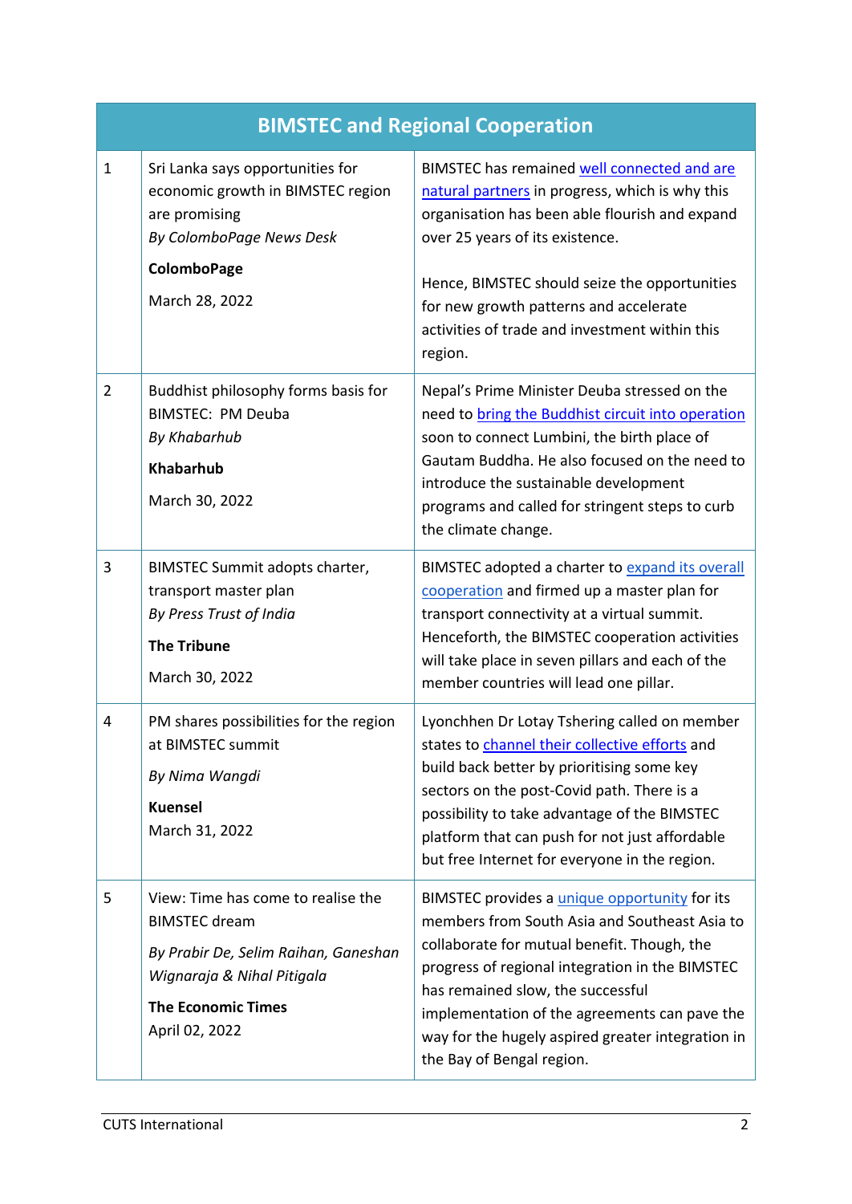| BIMSTEC and Regional Cooperation | | |
|---|---|---|
| 1 | Sri Lanka says opportunities for economic growth in BIMSTEC region are promising<br>*By ColomboPage News Desk*<br>**ColomboPage**<br>March 28, 2022 | BIMSTEC has remained well connected and are natural partners in progress, which is why this organisation has been able flourish and expand over 25 years of its existence.<br><br>Hence, BIMSTEC should seize the opportunities for new growth patterns and accelerate activities of trade and investment within this region. |
| 2 | Buddhist philosophy forms basis for BIMSTEC: PM Deuba<br>*By Khabarhub*<br>**Khabarhub**<br>March 30, 2022 | Nepal's Prime Minister Deuba stressed on the need to bring the Buddhist circuit into operation soon to connect Lumbini, the birth place of Gautam Buddha. He also focused on the need to introduce the sustainable development programs and called for stringent steps to curb the climate change. |
| 3 | BIMSTEC Summit adopts charter, transport master plan<br>*By Press Trust of India*<br>**The Tribune**<br>March 30, 2022 | BIMSTEC adopted a charter to expand its overall cooperation and firmed up a master plan for transport connectivity at a virtual summit. Henceforth, the BIMSTEC cooperation activities will take place in seven pillars and each of the member countries will lead one pillar. |
| 4 | PM shares possibilities for the region at BIMSTEC summit<br>*By Nima Wangdi*<br>**Kuensel**<br>March 31, 2022 | Lyonchhen Dr Lotay Tshering called on member states to channel their collective efforts and build back better by prioritising some key sectors on the post-Covid path. There is a possibility to take advantage of the BIMSTEC platform that can push for not just affordable but free Internet for everyone in the region. |
| 5 | View: Time has come to realise the BIMSTEC dream<br>*By Prabir De, Selim Raihan, Ganeshan Wignaraja & Nihal Pitigala*<br>**The Economic Times**<br>April 02, 2022 | BIMSTEC provides a unique opportunity for its members from South Asia and Southeast Asia to collaborate for mutual benefit. Though, the progress of regional integration in the BIMSTEC has remained slow, the successful implementation of the agreements can pave the way for the hugely aspired greater integration in the Bay of Bengal region. |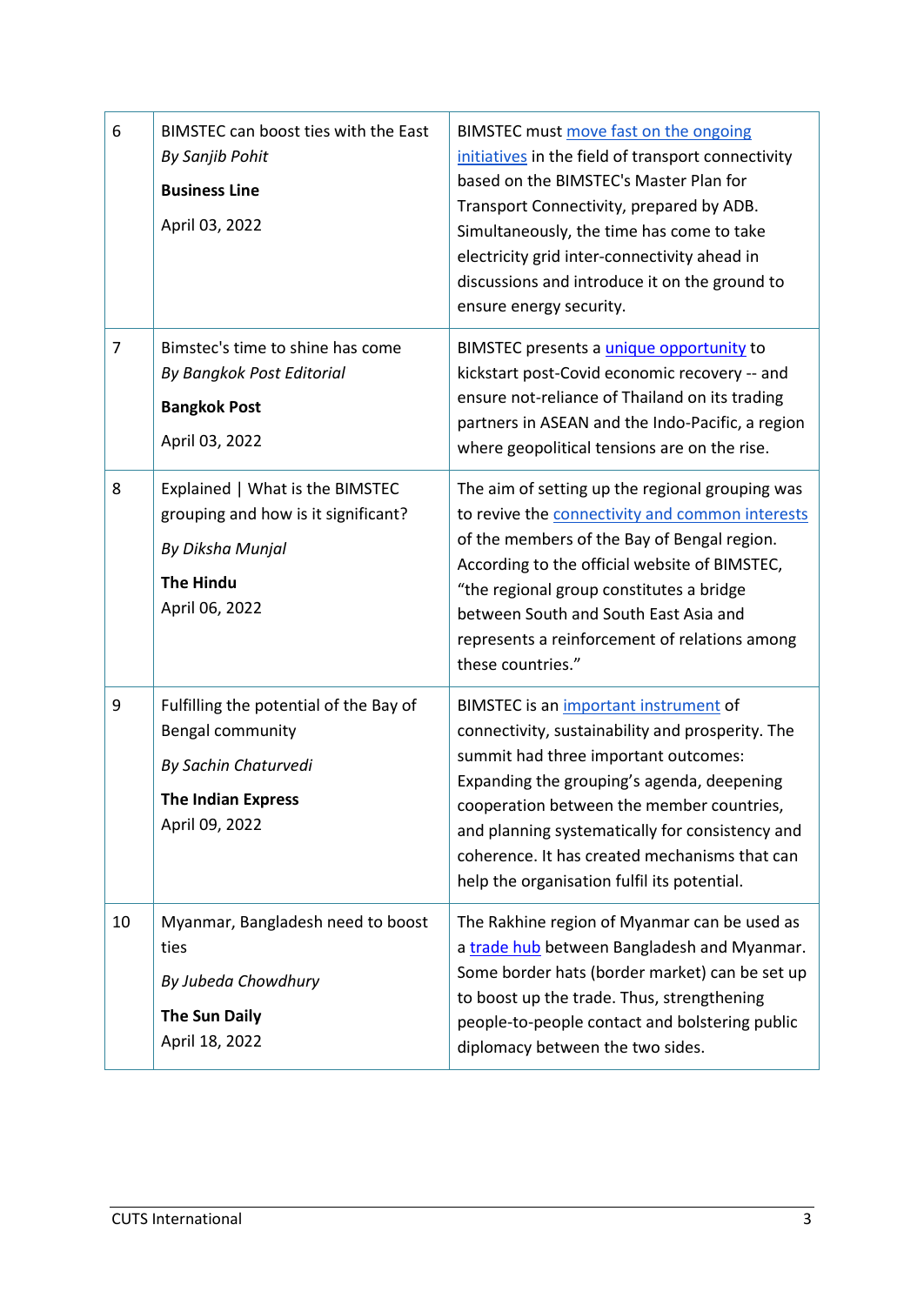| | | |
|---|---|---|
| 6 | BIMSTEC can boost ties with the East<br>*By Sanjib Pohit*<br>**Business Line**<br>April 03, 2022 | BIMSTEC must move fast on the ongoing initiatives in the field of transport connectivity based on the BIMSTEC's Master Plan for Transport Connectivity, prepared by ADB. Simultaneously, the time has come to take electricity grid inter-connectivity ahead in discussions and introduce it on the ground to ensure energy security. |
| 7 | Bimstec's time to shine has come<br>*By Bangkok Post Editorial*<br>**Bangkok Post**<br>April 03, 2022 | BIMSTEC presents a unique opportunity to kickstart post-Covid economic recovery -- and ensure not-reliance of Thailand on its trading partners in ASEAN and the Indo-Pacific, a region where geopolitical tensions are on the rise. |
| 8 | Explained \| What is the BIMSTEC grouping and how is it significant?<br>*By Diksha Munjal*<br>**The Hindu**<br>April 06, 2022 | The aim of setting up the regional grouping was to revive the connectivity and common interests of the members of the Bay of Bengal region. According to the official website of BIMSTEC, "the regional group constitutes a bridge between South and South East Asia and represents a reinforcement of relations among these countries." |
| 9 | Fulfilling the potential of the Bay of Bengal community<br>*By Sachin Chaturvedi*<br>**The Indian Express**<br>April 09, 2022 | BIMSTEC is an important instrument of connectivity, sustainability and prosperity. The summit had three important outcomes: Expanding the grouping's agenda, deepening cooperation between the member countries, and planning systematically for consistency and coherence. It has created mechanisms that can help the organisation fulfil its potential. |
| 10 | Myanmar, Bangladesh need to boost ties<br>*By Jubeda Chowdhury*<br>**The Sun Daily**<br>April 18, 2022 | The Rakhine region of Myanmar can be used as a trade hub between Bangladesh and Myanmar. Some border hats (border market) can be set up to boost up the trade. Thus, strengthening people-to-people contact and bolstering public diplomacy between the two sides. |